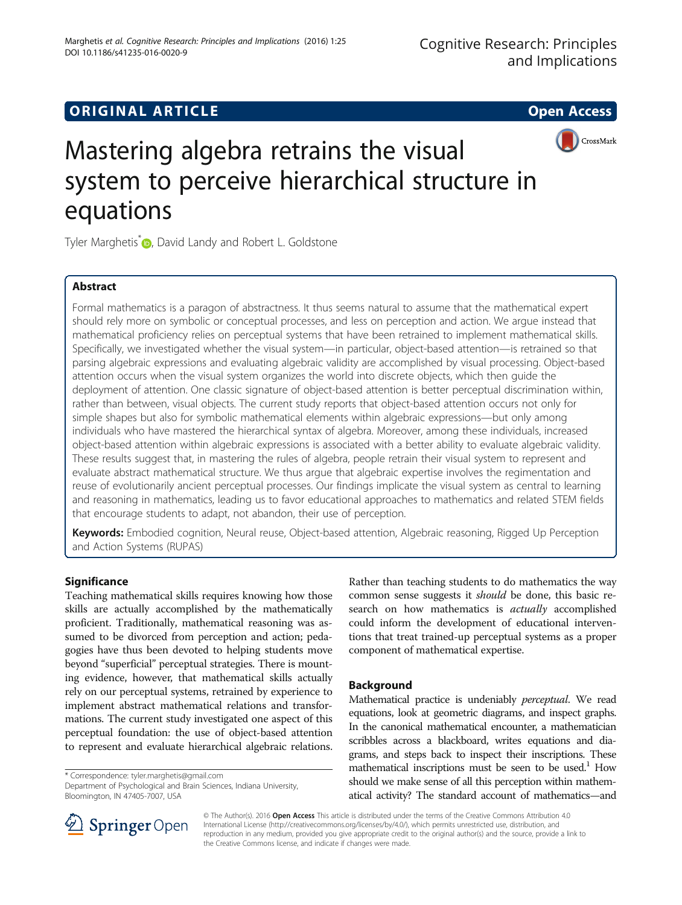**ORIGINAL ARTICLE** **Open Access**

# Mastering algebra retrains the visual system to perceive hierarchical structure in equations

Tyler Marghetis*, David Landy and Robert L. Goldstone

## Abstract

Formal mathematics is a paragon of abstractness. It thus seems natural to assume that the mathematical expert should rely more on symbolic or conceptual processes, and less on perception and action. We argue instead that mathematical proficiency relies on perceptual systems that have been retrained to implement mathematical skills. Specifically, we investigated whether the visual system—in particular, object-based attention—is retrained so that parsing algebraic expressions and evaluating algebraic validity are accomplished by visual processing. Object-based attention occurs when the visual system organizes the world into discrete objects, which then guide the deployment of attention. One classic signature of object-based attention is better perceptual discrimination within, rather than between, visual objects. The current study reports that object-based attention occurs not only for simple shapes but also for symbolic mathematical elements within algebraic expressions—but only among individuals who have mastered the hierarchical syntax of algebra. Moreover, among these individuals, increased object-based attention within algebraic expressions is associated with a better ability to evaluate algebraic validity. These results suggest that, in mastering the rules of algebra, people retrain their visual system to represent and evaluate abstract mathematical structure. We thus argue that algebraic expertise involves the regimentation and reuse of evolutionarily ancient perceptual processes. Our findings implicate the visual system as central to learning and reasoning in mathematics, leading us to favor educational approaches to mathematics and related STEM fields that encourage students to adapt, not abandon, their use of perception.

**Keywords:** Embodied cognition, Neural reuse, Object-based attention, Algebraic reasoning, Rigged Up Perception and Action Systems (RUPAS)

## Significance

Teaching mathematical skills requires knowing how those skills are actually accomplished by the mathematically proficient. Traditionally, mathematical reasoning was assumed to be divorced from perception and action; pedagogies have thus been devoted to helping students move beyond "superficial" perceptual strategies. There is mounting evidence, however, that mathematical skills actually rely on our perceptual systems, retrained by experience to implement abstract mathematical relations and transformations. The current study investigated one aspect of this perceptual foundation: the use of object-based attention to represent and evaluate hierarchical algebraic relations. Rather than teaching students to do mathematics the way common sense suggests it *should* be done, this basic research on how mathematics is *actually* accomplished could inform the development of educational interventions that treat trained-up perceptual systems as a proper component of mathematical expertise.

\* Correspondence: tyler.marghetis@gmail.com
Department of Psychological and Brain Sciences, Indiana University, Bloomington, IN 47405-7007, USA

## Background

Mathematical practice is undeniably *perceptual*. We read equations, look at geometric diagrams, and inspect graphs. In the canonical mathematical encounter, a mathematician scribbles across a blackboard, writes equations and diagrams, and steps back to inspect their inscriptions. These mathematical inscriptions must be seen to be used.[1] How should we make sense of all this perception within mathematical activity? The standard account of mathematics—and

© The Author(s). 2016 **Open Access** This article is distributed under the terms of the Creative Commons Attribution 4.0 International License (http://creativecommons.org/licenses/by/4.0/), which permits unrestricted use, distribution, and reproduction in any medium, provided you give appropriate credit to the original author(s) and the source, provide a link to the Creative Commons license, and indicate if changes were made.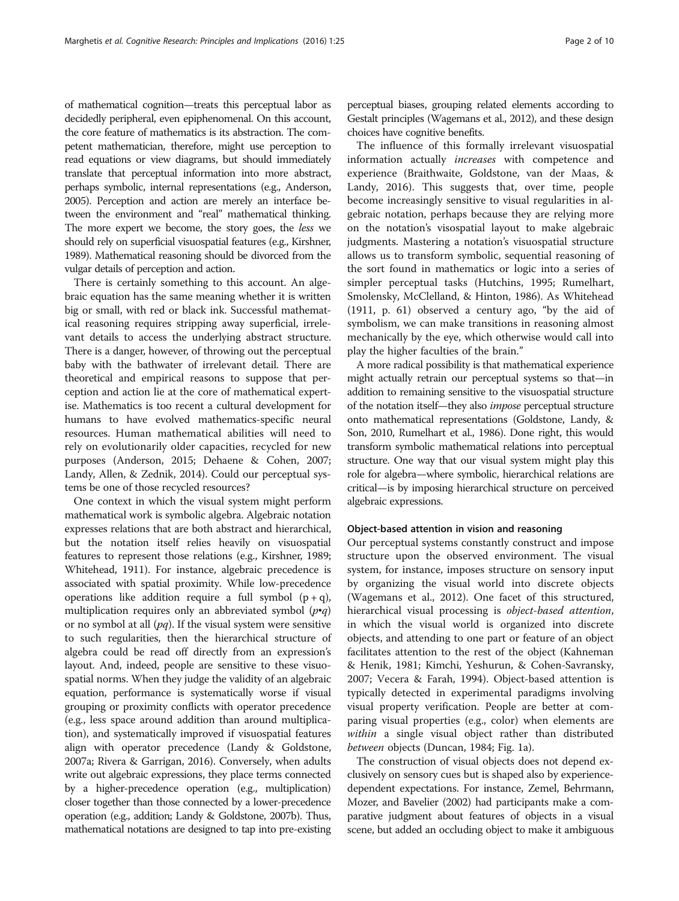of mathematical cognition—treats this perceptual labor as decidedly peripheral, even epiphenomenal. On this account, the core feature of mathematics is its abstraction. The competent mathematician, therefore, might use perception to read equations or view diagrams, but should immediately translate that perceptual information into more abstract, perhaps symbolic, internal representations (e.g., Anderson, 2005). Perception and action are merely an interface between the environment and "real" mathematical thinking. The more expert we become, the story goes, the *less* we should rely on superficial visuospatial features (e.g., Kirshner, 1989). Mathematical reasoning should be divorced from the vulgar details of perception and action.

There is certainly something to this account. An algebraic equation has the same meaning whether it is written big or small, with red or black ink. Successful mathematical reasoning requires stripping away superficial, irrelevant details to access the underlying abstract structure. There is a danger, however, of throwing out the perceptual baby with the bathwater of irrelevant detail. There are theoretical and empirical reasons to suppose that perception and action lie at the core of mathematical expertise. Mathematics is too recent a cultural development for humans to have evolved mathematics-specific neural resources. Human mathematical abilities will need to rely on evolutionarily older capacities, recycled for new purposes (Anderson, 2015; Dehaene & Cohen, 2007; Landy, Allen, & Zednik, 2014). Could our perceptual systems be one of those recycled resources?

One context in which the visual system might perform mathematical work is symbolic algebra. Algebraic notation expresses relations that are both abstract and hierarchical, but the notation itself relies heavily on visuospatial features to represent those relations (e.g., Kirshner, 1989; Whitehead, 1911). For instance, algebraic precedence is associated with spatial proximity. While low-precedence operations like addition require a full symbol ($p + q$), multiplication requires only an abbreviated symbol ($p{\bullet}q$) or no symbol at all ($pq$). If the visual system were sensitive to such regularities, then the hierarchical structure of algebra could be read off directly from an expression's layout. And, indeed, people are sensitive to these visuospatial norms. When they judge the validity of an algebraic equation, performance is systematically worse if visual grouping or proximity conflicts with operator precedence (e.g., less space around addition than around multiplication), and systematically improved if visuospatial features align with operator precedence (Landy & Goldstone, 2007a; Rivera & Garrigan, 2016). Conversely, when adults write out algebraic expressions, they place terms connected by a higher-precedence operation (e.g., multiplication) closer together than those connected by a lower-precedence operation (e.g., addition; Landy & Goldstone, 2007b). Thus, mathematical notations are designed to tap into pre-existing perceptual biases, grouping related elements according to Gestalt principles (Wagemans et al., 2012), and these design choices have cognitive benefits.

The influence of this formally irrelevant visuospatial information actually *increases* with competence and experience (Braithwaite, Goldstone, van der Maas, & Landy, 2016). This suggests that, over time, people become increasingly sensitive to visual regularities in algebraic notation, perhaps because they are relying more on the notation's visospatial layout to make algebraic judgments. Mastering a notation's visuospatial structure allows us to transform symbolic, sequential reasoning of the sort found in mathematics or logic into a series of simpler perceptual tasks (Hutchins, 1995; Rumelhart, Smolensky, McClelland, & Hinton, 1986). As Whitehead (1911, p. 61) observed a century ago, "by the aid of symbolism, we can make transitions in reasoning almost mechanically by the eye, which otherwise would call into play the higher faculties of the brain."

A more radical possibility is that mathematical experience might actually retrain our perceptual systems so that—in addition to remaining sensitive to the visuospatial structure of the notation itself—they also *impose* perceptual structure onto mathematical representations (Goldstone, Landy, & Son, 2010, Rumelhart et al., 1986). Done right, this would transform symbolic mathematical relations into perceptual structure. One way that our visual system might play this role for algebra—where symbolic, hierarchical relations are critical—is by imposing hierarchical structure on perceived algebraic expressions.

### Object-based attention in vision and reasoning

Our perceptual systems constantly construct and impose structure upon the observed environment. The visual system, for instance, imposes structure on sensory input by organizing the visual world into discrete objects (Wagemans et al., 2012). One facet of this structured, hierarchical visual processing is *object-based attention*, in which the visual world is organized into discrete objects, and attending to one part or feature of an object facilitates attention to the rest of the object (Kahneman & Henik, 1981; Kimchi, Yeshurun, & Cohen-Savransky, 2007; Vecera & Farah, 1994). Object-based attention is typically detected in experimental paradigms involving visual property verification. People are better at comparing visual properties (e.g., color) when elements are *within* a single visual object rather than distributed *between* objects (Duncan, 1984; Fig. 1a).

The construction of visual objects does not depend exclusively on sensory cues but is shaped also by experience-dependent expectations. For instance, Zemel, Behrmann, Mozer, and Bavelier (2002) had participants make a comparative judgment about features of objects in a visual scene, but added an occluding object to make it ambiguous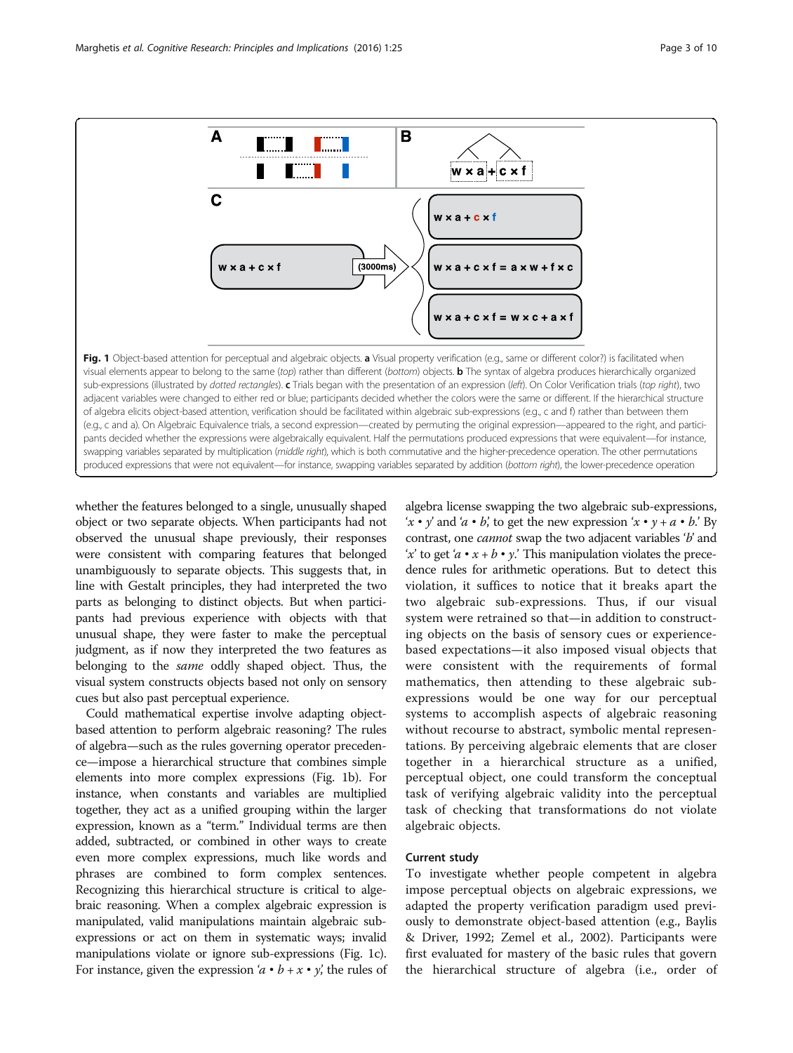A

B

w × a + c × f

C

w × a + c × f

(3000ms)

w × a + c × f

w × a + c × f = a × w + f × c

w × a + c × f = w × c + a × f

**Fig. 1** Object-based attention for perceptual and algebraic objects. **a** Visual property verification (e.g., same or different color?) is facilitated when visual elements appear to belong to the same (*top*) rather than different (*bottom*) objects. **b** The syntax of algebra produces hierarchically organized sub-expressions (illustrated by *dotted rectangles*). **c** Trials began with the presentation of an expression (*left*). On Color Verification trials (*top right*), two adjacent variables were changed to either red or blue; participants decided whether the colors were the same or different. If the hierarchical structure of algebra elicits object-based attention, verification should be facilitated within algebraic sub-expressions (e.g., c and f) rather than between them (e.g., c and a). On Algebraic Equivalence trials, a second expression—created by permuting the original expression—appeared to the right, and participants decided whether the expressions were algebraically equivalent. Half the permutations produced expressions that were equivalent—for instance, swapping variables separated by multiplication (*middle right*), which is both commutative and the higher-precedence operation. The other permutations produced expressions that were not equivalent—for instance, swapping variables separated by addition (*bottom right*), the lower-precedence operation

whether the features belonged to a single, unusually shaped object or two separate objects. When participants had not observed the unusual shape previously, their responses were consistent with comparing features that belonged unambiguously to separate objects. This suggests that, in line with Gestalt principles, they had interpreted the two parts as belonging to distinct objects. But when participants had previous experience with objects with that unusual shape, they were faster to make the perceptual judgment, as if now they interpreted the two features as belonging to the *same* oddly shaped object. Thus, the visual system constructs objects based not only on sensory cues but also past perceptual experience.

Could mathematical expertise involve adapting object-based attention to perform algebraic reasoning? The rules of algebra—such as the rules governing operator precedence—impose a hierarchical structure that combines simple elements into more complex expressions (Fig. 1b). For instance, when constants and variables are multiplied together, they act as a unified grouping within the larger expression, known as a "term." Individual terms are then added, subtracted, or combined in other ways to create even more complex expressions, much like words and phrases are combined to form complex sentences. Recognizing this hierarchical structure is critical to algebraic reasoning. When a complex algebraic expression is manipulated, valid manipulations maintain algebraic sub-expressions or act on them in systematic ways; invalid manipulations violate or ignore sub-expressions (Fig. 1c). For instance, given the expression '$a \bullet b + x \bullet y$,' the rules of algebra license swapping the two algebraic sub-expressions, '$x \bullet y$' and '$a \bullet b$,' to get the new expression '$x \bullet y + a \bullet b$.' By contrast, one *cannot* swap the two adjacent variables '$b$' and '$x$' to get '$a \bullet x + b \bullet y$.' This manipulation violates the precedence rules for arithmetic operations. But to detect this violation, it suffices to notice that it breaks apart the two algebraic sub-expressions. Thus, if our visual system were retrained so that—in addition to constructing objects on the basis of sensory cues or experience-based expectations—it also imposed visual objects that were consistent with the requirements of formal mathematics, then attending to these algebraic sub-expressions would be one way for our perceptual systems to accomplish aspects of algebraic reasoning without recourse to abstract, symbolic mental representations. By perceiving algebraic elements that are closer together in a hierarchical structure as a unified, perceptual object, one could transform the conceptual task of verifying algebraic validity into the perceptual task of checking that transformations do not violate algebraic objects.

### Current study

To investigate whether people competent in algebra impose perceptual objects on algebraic expressions, we adapted the property verification paradigm used previously to demonstrate object-based attention (e.g., Baylis & Driver, 1992; Zemel et al., 2002). Participants were first evaluated for mastery of the basic rules that govern the hierarchical structure of algebra (i.e., order of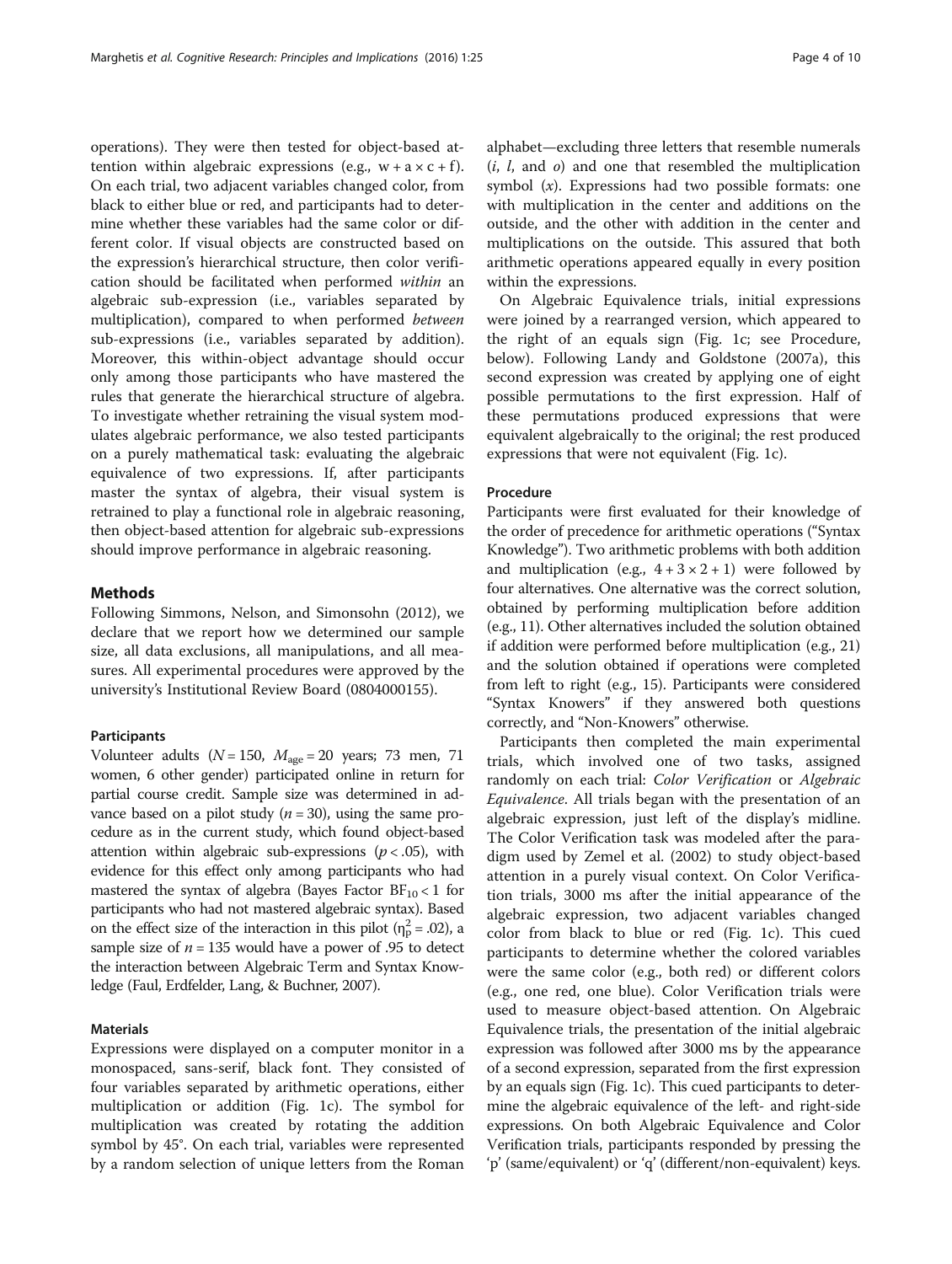operations). They were then tested for object-based attention within algebraic expressions (e.g., $w + a \times c + f$). On each trial, two adjacent variables changed color, from black to either blue or red, and participants had to determine whether these variables had the same color or different color. If visual objects are constructed based on the expression's hierarchical structure, then color verification should be facilitated when performed *within* an algebraic sub-expression (i.e., variables separated by multiplication), compared to when performed *between* sub-expressions (i.e., variables separated by addition). Moreover, this within-object advantage should occur only among those participants who have mastered the rules that generate the hierarchical structure of algebra. To investigate whether retraining the visual system modulates algebraic performance, we also tested participants on a purely mathematical task: evaluating the algebraic equivalence of two expressions. If, after participants master the syntax of algebra, their visual system is retrained to play a functional role in algebraic reasoning, then object-based attention for algebraic sub-expressions should improve performance in algebraic reasoning.

## Methods

Following Simmons, Nelson, and Simonsohn (2012), we declare that we report how we determined our sample size, all data exclusions, all manipulations, and all measures. All experimental procedures were approved by the university's Institutional Review Board (0804000155).

### Participants

Volunteer adults ($N = 150$, $M_{age} = 20$ years; 73 men, 71 women, 6 other gender) participated online in return for partial course credit. Sample size was determined in advance based on a pilot study ($n = 30$), using the same procedure as in the current study, which found object-based attention within algebraic sub-expressions ($p < .05$), with evidence for this effect only among participants who had mastered the syntax of algebra (Bayes Factor $BF_{10} < 1$ for participants who had not mastered algebraic syntax). Based on the effect size of the interaction in this pilot ($\eta_p^2 = .02$), a sample size of $n = 135$ would have a power of .95 to detect the interaction between Algebraic Term and Syntax Knowledge (Faul, Erdfelder, Lang, & Buchner, 2007).

### Materials

Expressions were displayed on a computer monitor in a monospaced, sans-serif, black font. They consisted of four variables separated by arithmetic operations, either multiplication or addition (Fig. 1c). The symbol for multiplication was created by rotating the addition symbol by 45°. On each trial, variables were represented by a random selection of unique letters from the Roman alphabet—excluding three letters that resemble numerals (*i*, *l*, and *o*) and one that resembled the multiplication symbol (*x*). Expressions had two possible formats: one with multiplication in the center and additions on the outside, and the other with addition in the center and multiplications on the outside. This assured that both arithmetic operations appeared equally in every position within the expressions.

On Algebraic Equivalence trials, initial expressions were joined by a rearranged version, which appeared to the right of an equals sign (Fig. 1c; see Procedure, below). Following Landy and Goldstone (2007a), this second expression was created by applying one of eight possible permutations to the first expression. Half of these permutations produced expressions that were equivalent algebraically to the original; the rest produced expressions that were not equivalent (Fig. 1c).

### Procedure

Participants were first evaluated for their knowledge of the order of precedence for arithmetic operations ("Syntax Knowledge"). Two arithmetic problems with both addition and multiplication (e.g., $4 + 3 \times 2 + 1$) were followed by four alternatives. One alternative was the correct solution, obtained by performing multiplication before addition (e.g., 11). Other alternatives included the solution obtained if addition were performed before multiplication (e.g., 21) and the solution obtained if operations were completed from left to right (e.g., 15). Participants were considered "Syntax Knowers" if they answered both questions correctly, and "Non-Knowers" otherwise.

Participants then completed the main experimental trials, which involved one of two tasks, assigned randomly on each trial: *Color Verification* or *Algebraic Equivalence*. All trials began with the presentation of an algebraic expression, just left of the display's midline. The Color Verification task was modeled after the paradigm used by Zemel et al. (2002) to study object-based attention in a purely visual context. On Color Verification trials, 3000 ms after the initial appearance of the algebraic expression, two adjacent variables changed color from black to blue or red (Fig. 1c). This cued participants to determine whether the colored variables were the same color (e.g., both red) or different colors (e.g., one red, one blue). Color Verification trials were used to measure object-based attention. On Algebraic Equivalence trials, the presentation of the initial algebraic expression was followed after 3000 ms by the appearance of a second expression, separated from the first expression by an equals sign (Fig. 1c). This cued participants to determine the algebraic equivalence of the left- and right-side expressions. On both Algebraic Equivalence and Color Verification trials, participants responded by pressing the 'p' (same/equivalent) or 'q' (different/non-equivalent) keys.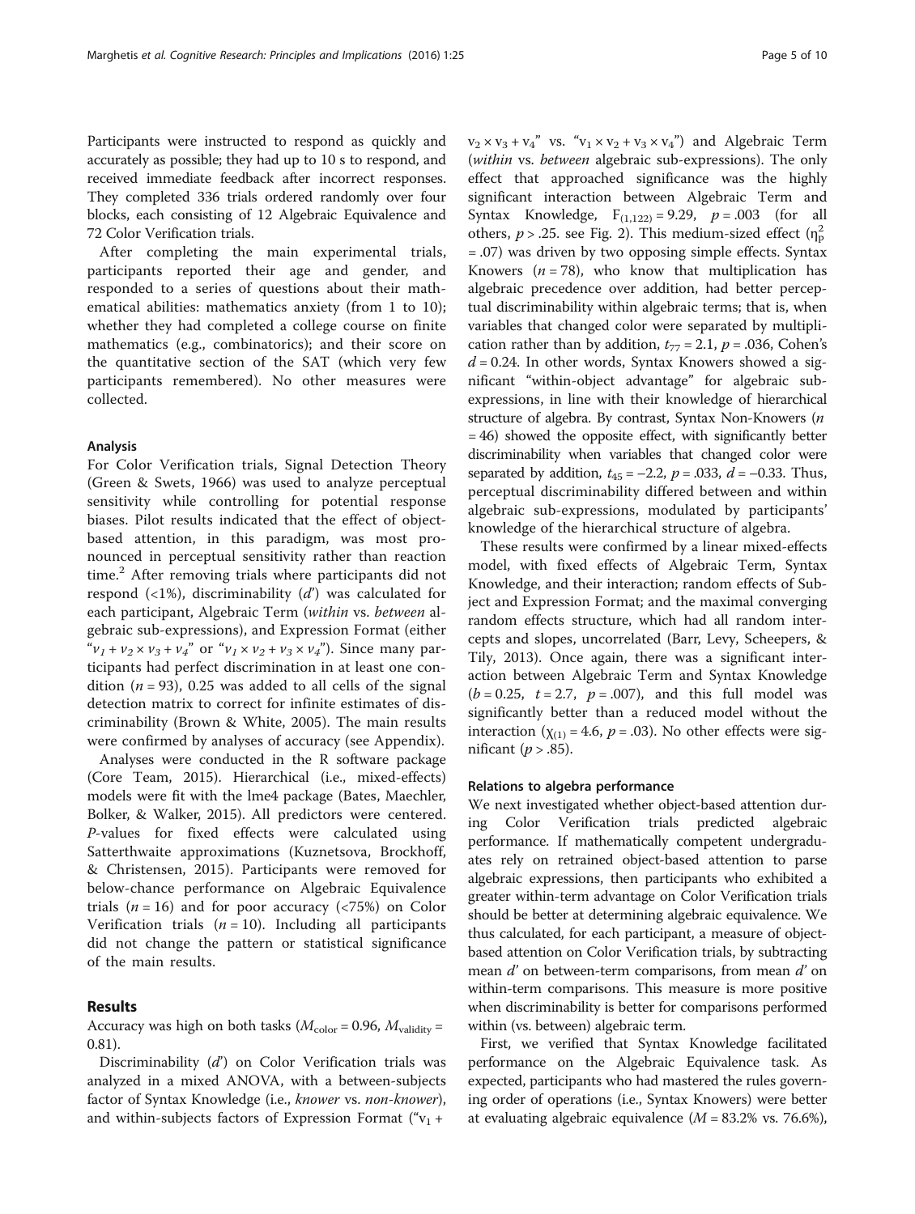Participants were instructed to respond as quickly and accurately as possible; they had up to 10 s to respond, and received immediate feedback after incorrect responses. They completed 336 trials ordered randomly over four blocks, each consisting of 12 Algebraic Equivalence and 72 Color Verification trials.

After completing the main experimental trials, participants reported their age and gender, and responded to a series of questions about their mathematical abilities: mathematics anxiety (from 1 to 10); whether they had completed a college course on finite mathematics (e.g., combinatorics); and their score on the quantitative section of the SAT (which very few participants remembered). No other measures were collected.

### Analysis

For Color Verification trials, Signal Detection Theory (Green & Swets, 1966) was used to analyze perceptual sensitivity while controlling for potential response biases. Pilot results indicated that the effect of object-based attention, in this paradigm, was most pronounced in perceptual sensitivity rather than reaction time.[2] After removing trials where participants did not respond (<1%), discriminability ($d'$) was calculated for each participant, Algebraic Term (*within* vs. *between* algebraic sub-expressions), and Expression Format (either "$v_1 + v_2 \times v_3 + v_4$" or "$v_1 \times v_2 + v_3 \times v_4$"). Since many participants had perfect discrimination in at least one condition ($n = 93$), 0.25 was added to all cells of the signal detection matrix to correct for infinite estimates of discriminability (Brown & White, 2005). The main results were confirmed by analyses of accuracy (see Appendix).

Analyses were conducted in the R software package (Core Team, 2015). Hierarchical (i.e., mixed-effects) models were fit with the lme4 package (Bates, Maechler, Bolker, & Walker, 2015). All predictors were centered. *P*-values for fixed effects were calculated using Satterthwaite approximations (Kuznetsova, Brockhoff, & Christensen, 2015). Participants were removed for below-chance performance on Algebraic Equivalence trials ($n = 16$) and for poor accuracy (<75%) on Color Verification trials ($n = 10$). Including all participants did not change the pattern or statistical significance of the main results.

## Results

Accuracy was high on both tasks ($M_{\text{color}} = 0.96$, $M_{\text{validity}} = 0.81$).

Discriminability ($d'$) on Color Verification trials was analyzed in a mixed ANOVA, with a between-subjects factor of Syntax Knowledge (i.e., *knower* vs. *non-knower*), and within-subjects factors of Expression Format ("$v_1 + v_2 \times v_3 + v_4$" vs. "$v_1 \times v_2 + v_3 \times v_4$") and Algebraic Term (*within* vs. *between* algebraic sub-expressions). The only effect that approached significance was the highly significant interaction between Algebraic Term and Syntax Knowledge, $F_{(1,122)} = 9.29$, $p = .003$ (for all others, $p > .25$. see Fig. 2). This medium-sized effect ($\eta_p^2 = .07$) was driven by two opposing simple effects. Syntax Knowers ($n = 78$), who know that multiplication has algebraic precedence over addition, had better perceptual discriminability within algebraic terms; that is, when variables that changed color were separated by multiplication rather than by addition, $t_{77} = 2.1$, $p = .036$, Cohen's $d = 0.24$. In other words, Syntax Knowers showed a significant "within-object advantage" for algebraic sub-expressions, in line with their knowledge of hierarchical structure of algebra. By contrast, Syntax Non-Knowers ($n = 46$) showed the opposite effect, with significantly better discriminability when variables that changed color were separated by addition, $t_{45} = -2.2$, $p = .033$, $d = -0.33$. Thus, perceptual discriminability differed between and within algebraic sub-expressions, modulated by participants' knowledge of the hierarchical structure of algebra.

These results were confirmed by a linear mixed-effects model, with fixed effects of Algebraic Term, Syntax Knowledge, and their interaction; random effects of Subject and Expression Format; and the maximal converging random effects structure, which had all random intercepts and slopes, uncorrelated (Barr, Levy, Scheepers, & Tily, 2013). Once again, there was a significant interaction between Algebraic Term and Syntax Knowledge ($b = 0.25$, $t = 2.7$, $p = .007$), and this full model was significantly better than a reduced model without the interaction ($\chi_{(1)} = 4.6$, $p = .03$). No other effects were significant ($p > .85$).

### Relations to algebra performance

We next investigated whether object-based attention during Color Verification trials predicted algebraic performance. If mathematically competent undergraduates rely on retrained object-based attention to parse algebraic expressions, then participants who exhibited a greater within-term advantage on Color Verification trials should be better at determining algebraic equivalence. We thus calculated, for each participant, a measure of object-based attention on Color Verification trials, by subtracting mean $d'$ on between-term comparisons, from mean $d'$ on within-term comparisons. This measure is more positive when discriminability is better for comparisons performed within (vs. between) algebraic term.

First, we verified that Syntax Knowledge facilitated performance on the Algebraic Equivalence task. As expected, participants who had mastered the rules governing order of operations (i.e., Syntax Knowers) were better at evaluating algebraic equivalence ($M = 83.2\%$ vs. $76.6\%$),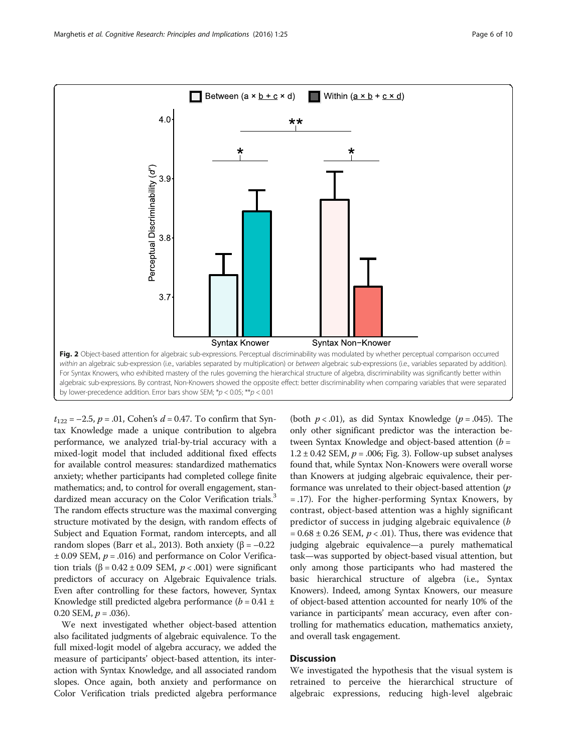**Fig. 2** Object-based attention for algebraic sub-expressions. Perceptual discriminability was modulated by whether perceptual comparison occurred *within* an algebraic sub-expression (i.e., variables separated by multiplication) or *between* algebraic sub-expressions (i.e., variables separated by addition). For Syntax Knowers, who exhibited mastery of the rules governing the hierarchical structure of algebra, discriminability was significantly better within algebraic sub-expressions. By contrast, Non-Knowers showed the opposite effect: better discriminability when comparing variables that were separated by lower-precedence addition. Error bars show SEM; *$p < 0.05$; **$p < 0.01$

$t_{122} = -2.5$, $p = .01$, Cohen's $d = 0.47$. To confirm that Syntax Knowledge made a unique contribution to algebra performance, we analyzed trial-by-trial accuracy with a mixed-logit model that included additional fixed effects for available control measures: standardized mathematics anxiety; whether participants had completed college finite mathematics; and, to control for overall engagement, standardized mean accuracy on the Color Verification trials.[3] The random effects structure was the maximal converging structure motivated by the design, with random effects of Subject and Equation Format, random intercepts, and all random slopes (Barr et al., 2013). Both anxiety ($\beta = -0.22 \pm 0.09$ SEM, $p = .016$) and performance on Color Verification trials ($\beta = 0.42 \pm 0.09$ SEM, $p < .001$) were significant predictors of accuracy on Algebraic Equivalence trials. Even after controlling for these factors, however, Syntax Knowledge still predicted algebra performance ($b = 0.41 \pm 0.20$ SEM, $p = .036$).

We next investigated whether object-based attention also facilitated judgments of algebraic equivalence. To the full mixed-logit model of algebra accuracy, we added the measure of participants' object-based attention, its interaction with Syntax Knowledge, and all associated random slopes. Once again, both anxiety and performance on Color Verification trials predicted algebra performance (both $p < .01$), as did Syntax Knowledge ($p = .045$). The only other significant predictor was the interaction between Syntax Knowledge and object-based attention ($b = 1.2 \pm 0.42$ SEM, $p = .006$; Fig. 3). Follow-up subset analyses found that, while Syntax Non-Knowers were overall worse than Knowers at judging algebraic equivalence, their performance was unrelated to their object-based attention ($p = .17$). For the higher-performing Syntax Knowers, by contrast, object-based attention was a highly significant predictor of success in judging algebraic equivalence ($b = 0.68 \pm 0.26$ SEM, $p < .01$). Thus, there was evidence that judging algebraic equivalence—a purely mathematical task—was supported by object-based visual attention, but only among those participants who had mastered the basic hierarchical structure of algebra (i.e., Syntax Knowers). Indeed, among Syntax Knowers, our measure of object-based attention accounted for nearly 10% of the variance in participants' mean accuracy, even after controlling for mathematics education, mathematics anxiety, and overall task engagement.

## Discussion

We investigated the hypothesis that the visual system is retrained to perceive the hierarchical structure of algebraic expressions, reducing high-level algebraic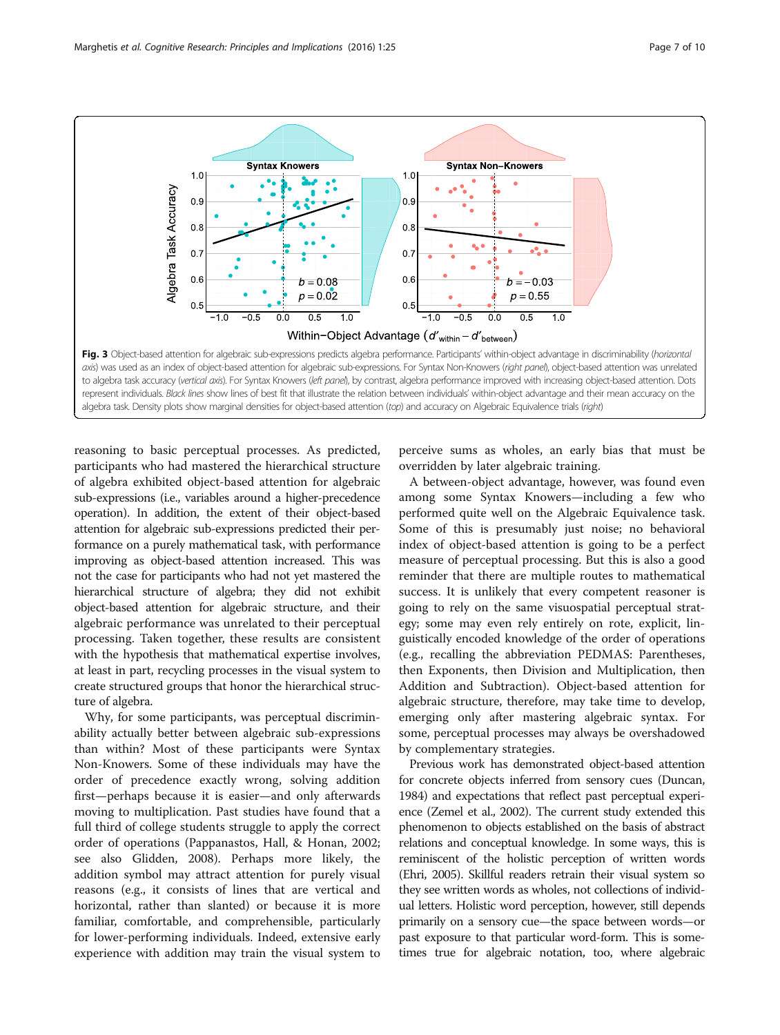**Fig. 3** Object-based attention for algebraic sub-expressions predicts algebra performance. Participants' within-object advantage in discriminability (*horizontal axis*) was used as an index of object-based attention for algebraic sub-expressions. For Syntax Non-Knowers (*right panel*), object-based attention was unrelated to algebra task accuracy (*vertical axis*). For Syntax Knowers (*left panel*), by contrast, algebra performance improved with increasing object-based attention. Dots represent individuals. *Black lines* show lines of best fit that illustrate the relation between individuals' within-object advantage and their mean accuracy on the algebra task. Density plots show marginal densities for object-based attention (*top*) and accuracy on Algebraic Equivalence trials (*right*)

reasoning to basic perceptual processes. As predicted, participants who had mastered the hierarchical structure of algebra exhibited object-based attention for algebraic sub-expressions (i.e., variables around a higher-precedence operation). In addition, the extent of their object-based attention for algebraic sub-expressions predicted their performance on a purely mathematical task, with performance improving as object-based attention increased. This was not the case for participants who had not yet mastered the hierarchical structure of algebra; they did not exhibit object-based attention for algebraic structure, and their algebraic performance was unrelated to their perceptual processing. Taken together, these results are consistent with the hypothesis that mathematical expertise involves, at least in part, recycling processes in the visual system to create structured groups that honor the hierarchical structure of algebra.

Why, for some participants, was perceptual discriminability actually better between algebraic sub-expressions than within? Most of these participants were Syntax Non-Knowers. Some of these individuals may have the order of precedence exactly wrong, solving addition first—perhaps because it is easier—and only afterwards moving to multiplication. Past studies have found that a full third of college students struggle to apply the correct order of operations (Pappanastos, Hall, & Honan, 2002; see also Glidden, 2008). Perhaps more likely, the addition symbol may attract attention for purely visual reasons (e.g., it consists of lines that are vertical and horizontal, rather than slanted) or because it is more familiar, comfortable, and comprehensible, particularly for lower-performing individuals. Indeed, extensive early experience with addition may train the visual system to perceive sums as wholes, an early bias that must be overridden by later algebraic training.

A between-object advantage, however, was found even among some Syntax Knowers—including a few who performed quite well on the Algebraic Equivalence task. Some of this is presumably just noise; no behavioral index of object-based attention is going to be a perfect measure of perceptual processing. But this is also a good reminder that there are multiple routes to mathematical success. It is unlikely that every competent reasoner is going to rely on the same visuospatial perceptual strategy; some may even rely entirely on rote, explicit, linguistically encoded knowledge of the order of operations (e.g., recalling the abbreviation PEDMAS: Parentheses, then Exponents, then Division and Multiplication, then Addition and Subtraction). Object-based attention for algebraic structure, therefore, may take time to develop, emerging only after mastering algebraic syntax. For some, perceptual processes may always be overshadowed by complementary strategies.

Previous work has demonstrated object-based attention for concrete objects inferred from sensory cues (Duncan, 1984) and expectations that reflect past perceptual experience (Zemel et al., 2002). The current study extended this phenomenon to objects established on the basis of abstract relations and conceptual knowledge. In some ways, this is reminiscent of the holistic perception of written words (Ehri, 2005). Skillful readers retrain their visual system so they see written words as wholes, not collections of individual letters. Holistic word perception, however, still depends primarily on a sensory cue—the space between words—or past exposure to that particular word-form. This is sometimes true for algebraic notation, too, where algebraic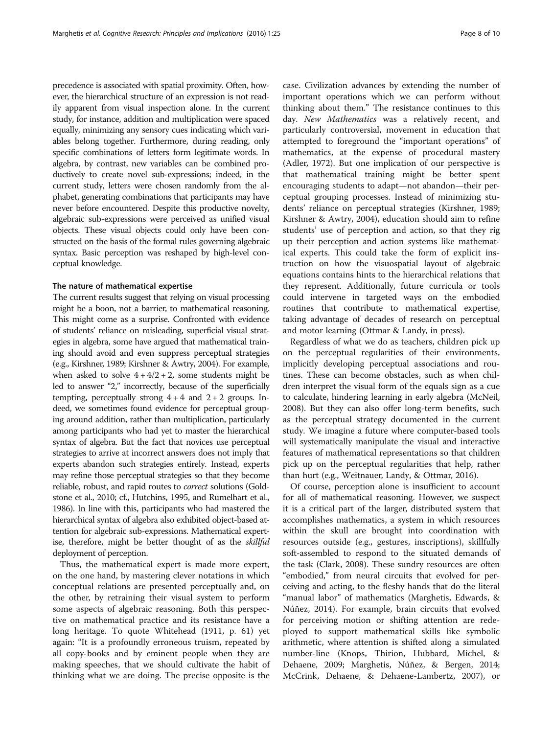precedence is associated with spatial proximity. Often, however, the hierarchical structure of an expression is not readily apparent from visual inspection alone. In the current study, for instance, addition and multiplication were spaced equally, minimizing any sensory cues indicating which variables belong together. Furthermore, during reading, only specific combinations of letters form legitimate words. In algebra, by contrast, new variables can be combined productively to create novel sub-expressions; indeed, in the current study, letters were chosen randomly from the alphabet, generating combinations that participants may have never before encountered. Despite this productive novelty, algebraic sub-expressions were perceived as unified visual objects. These visual objects could only have been constructed on the basis of the formal rules governing algebraic syntax. Basic perception was reshaped by high-level conceptual knowledge.

### The nature of mathematical expertise

The current results suggest that relying on visual processing might be a boon, not a barrier, to mathematical reasoning. This might come as a surprise. Confronted with evidence of students' reliance on misleading, superficial visual strategies in algebra, some have argued that mathematical training should avoid and even suppress perceptual strategies (e.g., Kirshner, 1989; Kirshner & Awtry, 2004). For example, when asked to solve $4 + 4/2 + 2$, some students might be led to answer "2," incorrectly, because of the superficially tempting, perceptually strong $4 + 4$ and $2 + 2$ groups. Indeed, we sometimes found evidence for perceptual grouping around addition, rather than multiplication, particularly among participants who had yet to master the hierarchical syntax of algebra. But the fact that novices use perceptual strategies to arrive at incorrect answers does not imply that experts abandon such strategies entirely. Instead, experts may refine those perceptual strategies so that they become reliable, robust, and rapid routes to *correct* solutions (Goldstone et al., 2010; cf., Hutchins, 1995, and Rumelhart et al., 1986). In line with this, participants who had mastered the hierarchical syntax of algebra also exhibited object-based attention for algebraic sub-expressions. Mathematical expertise, therefore, might be better thought of as the *skillful* deployment of perception.

Thus, the mathematical expert is made more expert, on the one hand, by mastering clever notations in which conceptual relations are presented perceptually and, on the other, by retraining their visual system to perform some aspects of algebraic reasoning. Both this perspective on mathematical practice and its resistance have a long heritage. To quote Whitehead (1911, p. 61) yet again: "It is a profoundly erroneous truism, repeated by all copy-books and by eminent people when they are making speeches, that we should cultivate the habit of thinking what we are doing. The precise opposite is the case. Civilization advances by extending the number of important operations which we can perform without thinking about them." The resistance continues to this day. *New Mathematics* was a relatively recent, and particularly controversial, movement in education that attempted to foreground the "important operations" of mathematics, at the expense of procedural mastery (Adler, 1972). But one implication of our perspective is that mathematical training might be better spent encouraging students to adapt—not abandon—their perceptual grouping processes. Instead of minimizing students' reliance on perceptual strategies (Kirshner, 1989; Kirshner & Awtry, 2004), education should aim to refine students' use of perception and action, so that they rig up their perception and action systems like mathematical experts. This could take the form of explicit instruction on how the visuospatial layout of algebraic equations contains hints to the hierarchical relations that they represent. Additionally, future curricula or tools could intervene in targeted ways on the embodied routines that contribute to mathematical expertise, taking advantage of decades of research on perceptual and motor learning (Ottmar & Landy, in press).

Regardless of what we do as teachers, children pick up on the perceptual regularities of their environments, implicitly developing perceptual associations and routines. These can become obstacles, such as when children interpret the visual form of the equals sign as a cue to calculate, hindering learning in early algebra (McNeil, 2008). But they can also offer long-term benefits, such as the perceptual strategy documented in the current study. We imagine a future where computer-based tools will systematically manipulate the visual and interactive features of mathematical representations so that children pick up on the perceptual regularities that help, rather than hurt (e.g., Weitnauer, Landy, & Ottmar, 2016).

Of course, perception alone is insufficient to account for all of mathematical reasoning. However, we suspect it is a critical part of the larger, distributed system that accomplishes mathematics, a system in which resources within the skull are brought into coordination with resources outside (e.g., gestures, inscriptions), skillfully soft-assembled to respond to the situated demands of the task (Clark, 2008). These sundry resources are often "embodied," from neural circuits that evolved for perceiving and acting, to the fleshy hands that do the literal "manual labor" of mathematics (Marghetis, Edwards, & Núñez, 2014). For example, brain circuits that evolved for perceiving motion or shifting attention are redeployed to support mathematical skills like symbolic arithmetic, where attention is shifted along a simulated number-line (Knops, Thirion, Hubbard, Michel, & Dehaene, 2009; Marghetis, Núñez, & Bergen, 2014; McCrink, Dehaene, & Dehaene-Lambertz, 2007), or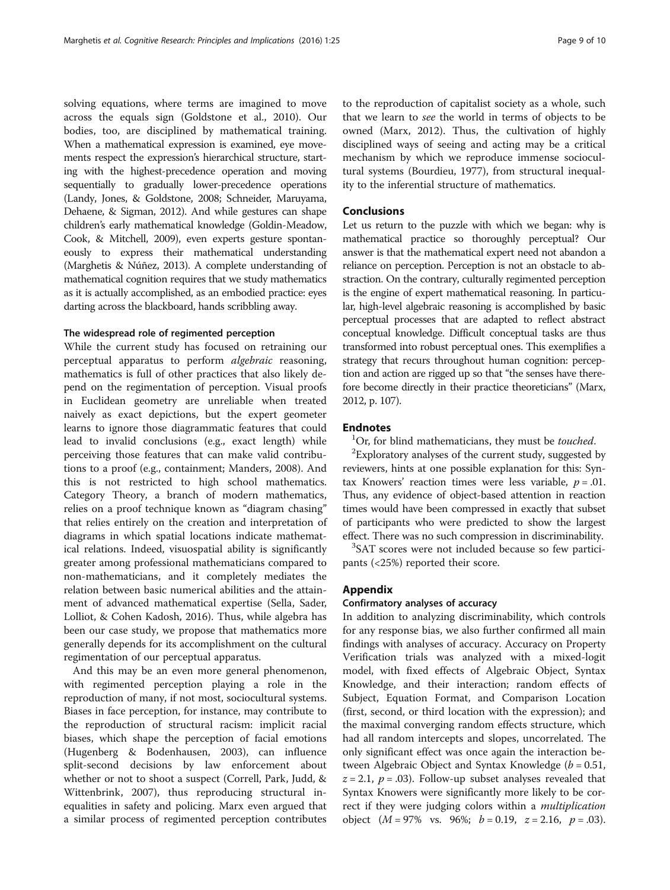solving equations, where terms are imagined to move across the equals sign (Goldstone et al., 2010). Our bodies, too, are disciplined by mathematical training. When a mathematical expression is examined, eye movements respect the expression's hierarchical structure, starting with the highest-precedence operation and moving sequentially to gradually lower-precedence operations (Landy, Jones, & Goldstone, 2008; Schneider, Maruyama, Dehaene, & Sigman, 2012). And while gestures can shape children's early mathematical knowledge (Goldin-Meadow, Cook, & Mitchell, 2009), even experts gesture spontaneously to express their mathematical understanding (Marghetis & Núñez, 2013). A complete understanding of mathematical cognition requires that we study mathematics as it is actually accomplished, as an embodied practice: eyes darting across the blackboard, hands scribbling away.

### The widespread role of regimented perception

While the current study has focused on retraining our perceptual apparatus to perform *algebraic* reasoning, mathematics is full of other practices that also likely depend on the regimentation of perception. Visual proofs in Euclidean geometry are unreliable when treated naively as exact depictions, but the expert geometer learns to ignore those diagrammatic features that could lead to invalid conclusions (e.g., exact length) while perceiving those features that can make valid contributions to a proof (e.g., containment; Manders, 2008). And this is not restricted to high school mathematics. Category Theory, a branch of modern mathematics, relies on a proof technique known as "diagram chasing" that relies entirely on the creation and interpretation of diagrams in which spatial locations indicate mathematical relations. Indeed, visuospatial ability is significantly greater among professional mathematicians compared to non-mathematicians, and it completely mediates the relation between basic numerical abilities and the attainment of advanced mathematical expertise (Sella, Sader, Lolliot, & Cohen Kadosh, 2016). Thus, while algebra has been our case study, we propose that mathematics more generally depends for its accomplishment on the cultural regimentation of our perceptual apparatus.

And this may be an even more general phenomenon, with regimented perception playing a role in the reproduction of many, if not most, sociocultural systems. Biases in face perception, for instance, may contribute to the reproduction of structural racism: implicit racial biases, which shape the perception of facial emotions (Hugenberg & Bodenhausen, 2003), can influence split-second decisions by law enforcement about whether or not to shoot a suspect (Correll, Park, Judd, & Wittenbrink, 2007), thus reproducing structural inequalities in safety and policing. Marx even argued that a similar process of regimented perception contributes to the reproduction of capitalist society as a whole, such that we learn to *see* the world in terms of objects to be owned (Marx, 2012). Thus, the cultivation of highly disciplined ways of seeing and acting may be a critical mechanism by which we reproduce immense sociocultural systems (Bourdieu, 1977), from structural inequality to the inferential structure of mathematics.

## Conclusions

Let us return to the puzzle with which we began: why is mathematical practice so thoroughly perceptual? Our answer is that the mathematical expert need not abandon a reliance on perception. Perception is not an obstacle to abstraction. On the contrary, culturally regimented perception is the engine of expert mathematical reasoning. In particular, high-level algebraic reasoning is accomplished by basic perceptual processes that are adapted to reflect abstract conceptual knowledge. Difficult conceptual tasks are thus transformed into robust perceptual ones. This exemplifies a strategy that recurs throughout human cognition: perception and action are rigged up so that "the senses have therefore become directly in their practice theoreticians" (Marx, 2012, p. 107).

## Endnotes

[1]Or, for blind mathematicians, they must be *touched*.

[2]Exploratory analyses of the current study, suggested by reviewers, hints at one possible explanation for this: Syntax Knowers' reaction times were less variable, $p = .01$. Thus, any evidence of object-based attention in reaction times would have been compressed in exactly that subset of participants who were predicted to show the largest effect. There was no such compression in discriminability.

[3]SAT scores were not included because so few participants (<25%) reported their score.

## Appendix

### Confirmatory analyses of accuracy

In addition to analyzing discriminability, which controls for any response bias, we also further confirmed all main findings with analyses of accuracy. Accuracy on Property Verification trials was analyzed with a mixed-logit model, with fixed effects of Algebraic Object, Syntax Knowledge, and their interaction; random effects of Subject, Equation Format, and Comparison Location (first, second, or third location with the expression); and the maximal converging random effects structure, which had all random intercepts and slopes, uncorrelated. The only significant effect was once again the interaction between Algebraic Object and Syntax Knowledge ($b = 0.51$, $z = 2.1$, $p = .03$). Follow-up subset analyses revealed that Syntax Knowers were significantly more likely to be correct if they were judging colors within a *multiplication* object ($M = 97\%$ vs. $96\%$; $b = 0.19$, $z = 2.16$, $p = .03$).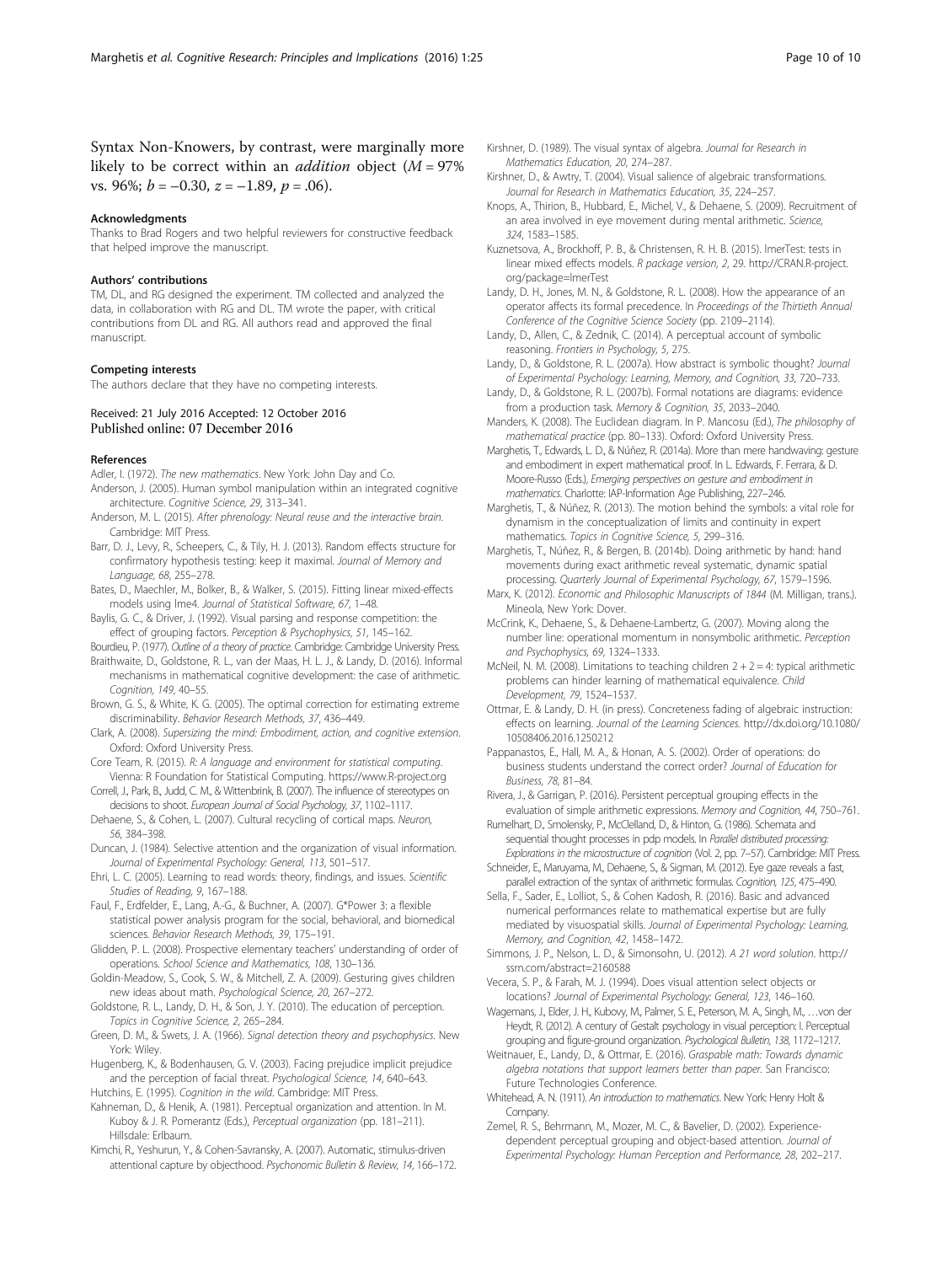Syntax Non-Knowers, by contrast, were marginally more likely to be correct within an *addition* object ($M = 97\%$ vs. 96%; $b = -0.30$, $z = -1.89$, $p = .06$).

### Acknowledgments

Thanks to Brad Rogers and two helpful reviewers for constructive feedback that helped improve the manuscript.

### Authors' contributions

TM, DL, and RG designed the experiment. TM collected and analyzed the data, in collaboration with RG and DL. TM wrote the paper, with critical contributions from DL and RG. All authors read and approved the final manuscript.

### Competing interests

The authors declare that they have no competing interests.

Received: 21 July 2016 Accepted: 12 October 2016
Published online: 07 December 2016

### References

Adler, I. (1972). *The new mathematics*. New York: John Day and Co.

Anderson, J. (2005). Human symbol manipulation within an integrated cognitive architecture. *Cognitive Science, 29*, 313–341.

Anderson, M. L. (2015). *After phrenology: Neural reuse and the interactive brain*. Cambridge: MIT Press.

Barr, D. J., Levy, R., Scheepers, C., & Tily, H. J. (2013). Random effects structure for confirmatory hypothesis testing: keep it maximal. *Journal of Memory and Language, 68*, 255–278.

Bates, D., Maechler, M., Bolker, B., & Walker, S. (2015). Fitting linear mixed-effects models using lme4. *Journal of Statistical Software, 67*, 1–48.

Baylis, G. C., & Driver, J. (1992). Visual parsing and response competition: the effect of grouping factors. *Perception & Psychophysics, 51*, 145–162.

Bourdieu, P. (1977). *Outline of a theory of practice*. Cambridge: Cambridge University Press.

Braithwaite, D., Goldstone, R. L., van der Maas, H. L. J., & Landy, D. (2016). Informal mechanisms in mathematical cognitive development: the case of arithmetic. *Cognition, 149*, 40–55.

Brown, G. S., & White, K. G. (2005). The optimal correction for estimating extreme discriminability. *Behavior Research Methods, 37*, 436–449.

Clark, A. (2008). *Supersizing the mind: Embodiment, action, and cognitive extension*. Oxford: Oxford University Press.

Core Team, R. (2015). *R: A language and environment for statistical computing*. Vienna: R Foundation for Statistical Computing. https://www.R-project.org

Correll, J., Park, B., Judd, C. M., & Wittenbrink, B. (2007). The influence of stereotypes on decisions to shoot. *European Journal of Social Psychology, 37*, 1102–1117.

Dehaene, S., & Cohen, L. (2007). Cultural recycling of cortical maps. *Neuron, 56*, 384–398.

Duncan, J. (1984). Selective attention and the organization of visual information. *Journal of Experimental Psychology: General, 113*, 501–517.

Ehri, L. C. (2005). Learning to read words: theory, findings, and issues. *Scientific Studies of Reading, 9*, 167–188.

Faul, F., Erdfelder, E., Lang, A.-G., & Buchner, A. (2007). G*Power 3: a flexible statistical power analysis program for the social, behavioral, and biomedical sciences. *Behavior Research Methods, 39*, 175–191.

Glidden, P. L. (2008). Prospective elementary teachers' understanding of order of operations. *School Science and Mathematics, 108*, 130–136.

Goldin-Meadow, S., Cook, S. W., & Mitchell, Z. A. (2009). Gesturing gives children new ideas about math. *Psychological Science, 20*, 267–272.

Goldstone, R. L., Landy, D. H., & Son, J. Y. (2010). The education of perception. *Topics in Cognitive Science, 2*, 265–284.

Green, D. M., & Swets, J. A. (1966). *Signal detection theory and psychophysics*. New York: Wiley.

Hugenberg, K., & Bodenhausen, G. V. (2003). Facing prejudice implicit prejudice and the perception of facial threat. *Psychological Science, 14*, 640–643.

Hutchins, E. (1995). *Cognition in the wild*. Cambridge: MIT Press.

Kahneman, D., & Henik, A. (1981). Perceptual organization and attention. In M. Kuboy & J. R. Pomerantz (Eds.), *Perceptual organization* (pp. 181–211). Hillsdale: Erlbaum.

Kimchi, R., Yeshurun, Y., & Cohen-Savransky, A. (2007). Automatic, stimulus-driven attentional capture by objecthood. *Psychonomic Bulletin & Review, 14*, 166–172.

Kirshner, D. (1989). The visual syntax of algebra. *Journal for Research in Mathematics Education, 20*, 274–287.

Kirshner, D., & Awtry, T. (2004). Visual salience of algebraic transformations. *Journal for Research in Mathematics Education, 35*, 224–257.

Knops, A., Thirion, B., Hubbard, E., Michel, V., & Dehaene, S. (2009). Recruitment of an area involved in eye movement during mental arithmetic. *Science, 324*, 1583–1585.

Kuznetsova, A., Brockhoff, P. B., & Christensen, R. H. B. (2015). lmerTest: tests in linear mixed effects models. *R package version, 2*, 29. http://CRAN.R-project.org/package=lmerTest

Landy, D. H., Jones, M. N., & Goldstone, R. L. (2008). How the appearance of an operator affects its formal precedence. In *Proceedings of the Thirtieth Annual Conference of the Cognitive Science Society* (pp. 2109–2114).

Landy, D., Allen, C., & Zednik, C. (2014). A perceptual account of symbolic reasoning. *Frontiers in Psychology, 5*, 275.

Landy, D., & Goldstone, R. L. (2007a). How abstract is symbolic thought? *Journal of Experimental Psychology: Learning, Memory, and Cognition, 33*, 720–733.

Landy, D., & Goldstone, R. L. (2007b). Formal notations are diagrams: evidence from a production task. *Memory & Cognition, 35*, 2033–2040.

Manders, K. (2008). The Euclidean diagram. In P. Mancosu (Ed.), *The philosophy of mathematical practice* (pp. 80–133). Oxford: Oxford University Press.

Marghetis, T., Edwards, L. D., & Núñez, R. (2014a). More than mere handwaving: gesture and embodiment in expert mathematical proof. In L. Edwards, F. Ferrara, & D. Moore-Russo (Eds.), *Emerging perspectives on gesture and embodiment in mathematics*. Charlotte: IAP-Information Age Publishing, 227–246.

Marghetis, T., & Núñez, R. (2013). The motion behind the symbols: a vital role for dynamism in the conceptualization of limits and continuity in expert mathematics. *Topics in Cognitive Science, 5*, 299–316.

Marghetis, T., Núñez, R., & Bergen, B. (2014b). Doing arithmetic by hand: hand movements during exact arithmetic reveal systematic, dynamic spatial processing. *Quarterly Journal of Experimental Psychology, 67*, 1579–1596.

Marx, K. (2012). *Economic and Philosophic Manuscripts of 1844* (M. Milligan, trans.). Mineola, New York: Dover.

McCrink, K., Dehaene, S., & Dehaene-Lambertz, G. (2007). Moving along the number line: operational momentum in nonsymbolic arithmetic. *Perception and Psychophysics, 69*, 1324–1333.

McNeil, N. M. (2008). Limitations to teaching children 2 + 2 = 4: typical arithmetic problems can hinder learning of mathematical equivalence. *Child Development, 79*, 1524–1537.

Ottmar, E. & Landy, D. H. (in press). Concreteness fading of algebraic instruction: effects on learning. *Journal of the Learning Sciences*. http://dx.doi.org/10.1080/10508406.2016.1250212

Pappanastos, E., Hall, M. A., & Honan, A. S. (2002). Order of operations: do business students understand the correct order? *Journal of Education for Business, 78*, 81–84.

Rivera, J., & Garrigan, P. (2016). Persistent perceptual grouping effects in the evaluation of simple arithmetic expressions. *Memory and Cognition, 44*, 750–761.

Rumelhart, D., Smolensky, P., McClelland, D., & Hinton, G. (1986). Schemata and sequential thought processes in pdp models. In *Parallel distributed processing: Explorations in the microstructure of cognition* (Vol. 2, pp. 7–57). Cambridge: MIT Press.

Schneider, E., Maruyama, M., Dehaene, S., & Sigman, M. (2012). Eye gaze reveals a fast, parallel extraction of the syntax of arithmetic formulas. *Cognition, 125*, 475–490.

Sella, F., Sader, E., Lolliot, S., & Cohen Kadosh, R. (2016). Basic and advanced numerical performances relate to mathematical expertise but are fully mediated by visuospatial skills. *Journal of Experimental Psychology: Learning, Memory, and Cognition, 42*, 1458–1472.

Simmons, J. P., Nelson, L. D., & Simonsohn, U. (2012). *A 21 word solution*. http://ssrn.com/abstract=2160588

Vecera, S. P., & Farah, M. J. (1994). Does visual attention select objects or locations? *Journal of Experimental Psychology: General, 123*, 146–160.

Wagemans, J., Elder, J. H., Kubovy, M., Palmer, S. E., Peterson, M. A., Singh, M., …von der Heydt, R. (2012). A century of Gestalt psychology in visual perception: I. Perceptual grouping and figure-ground organization. *Psychological Bulletin, 138*, 1172–1217.

Weitnauer, E., Landy, D., & Ottmar, E. (2016). *Graspable math: Towards dynamic algebra notations that support learners better than paper*. San Francisco: Future Technologies Conference.

Whitehead, A. N. (1911). *An introduction to mathematics*. New York: Henry Holt & Company.

Zemel, R. S., Behrmann, M., Mozer, M. C., & Bavelier, D. (2002). Experience-dependent perceptual grouping and object-based attention. *Journal of Experimental Psychology: Human Perception and Performance, 28*, 202–217.